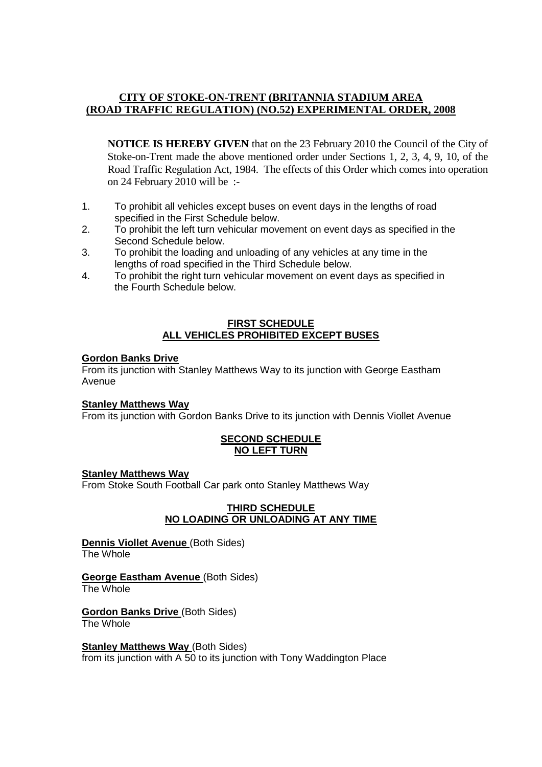# CITY OF STOKE-ON-TRENT (BRITANNIA STADIUM AREA (ROAD TRAFFIC REGULATION) (NO.52) EXPERIMENTAL ORDER, 2008

**NOTICE IS HEREBY GIVEN** that on the 23 February 2010 the Council of the City of Stoke-on-Trent made the above mentioned order under Sections 1, 2, 3, 4, 9, 10, of the Road Traffic Regulation Act, 1984. The effects of this Order which comes into operation on 24 February 2010 will be :-

1. To prohibit all vehicles except buses on event days in the lengths of road specified in the First Schedule below.
2. To prohibit the left turn vehicular movement on event days as specified in the Second Schedule below.
3. To prohibit the loading and unloading of any vehicles at any time in the lengths of road specified in the Third Schedule below.
4. To prohibit the right turn vehicular movement on event days as specified in the Fourth Schedule below.

## FIRST SCHEDULE
## ALL VEHICLES PROHIBITED EXCEPT BUSES

**Gordon Banks Drive**
From its junction with Stanley Matthews Way to its junction with George Eastham Avenue

**Stanley Matthews Way**
From its junction with Gordon Banks Drive to its junction with Dennis Viollet Avenue

## SECOND SCHEDULE
## NO LEFT TURN

**Stanley Matthews Way**
From Stoke South Football Car park onto Stanley Matthews Way

## THIRD SCHEDULE
## NO LOADING OR UNLOADING AT ANY TIME

**Dennis Viollet Avenue** (Both Sides)
The Whole

**George Eastham Avenue** (Both Sides)
The Whole

**Gordon Banks Drive** (Both Sides)
The Whole

**Stanley Matthews Way** (Both Sides)
from its junction with A 50 to its junction with Tony Waddington Place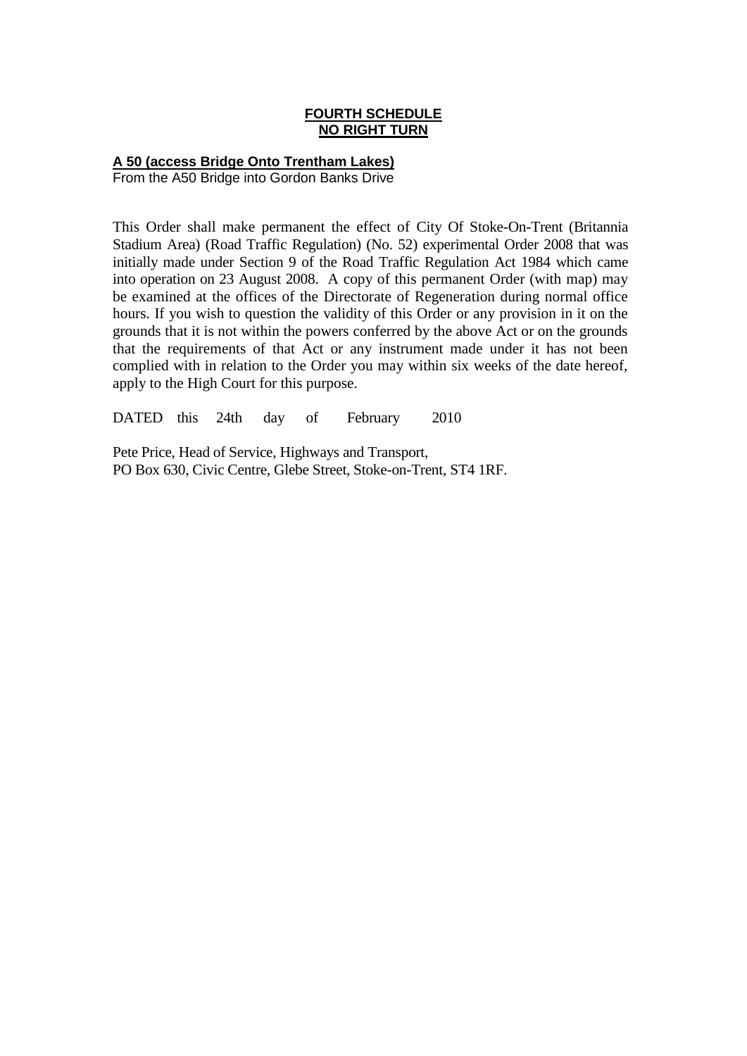**FOURTH SCHEDULE**
**NO RIGHT TURN**

**A 50 (access Bridge Onto Trentham Lakes)**
From the A50 Bridge into Gordon Banks Drive

This Order shall make permanent the effect of City Of Stoke-On-Trent (Britannia Stadium Area) (Road Traffic Regulation) (No. 52) experimental Order 2008 that was initially made under Section 9 of the Road Traffic Regulation Act 1984 which came into operation on 23 August 2008. A copy of this permanent Order (with map) may be examined at the offices of the Directorate of Regeneration during normal office hours. If you wish to question the validity of this Order or any provision in it on the grounds that it is not within the powers conferred by the above Act or on the grounds that the requirements of that Act or any instrument made under it has not been complied with in relation to the Order you may within six weeks of the date hereof, apply to the High Court for this purpose.

DATED this 24th day of February 2010

Pete Price, Head of Service, Highways and Transport,
PO Box 630, Civic Centre, Glebe Street, Stoke-on-Trent, ST4 1RF.